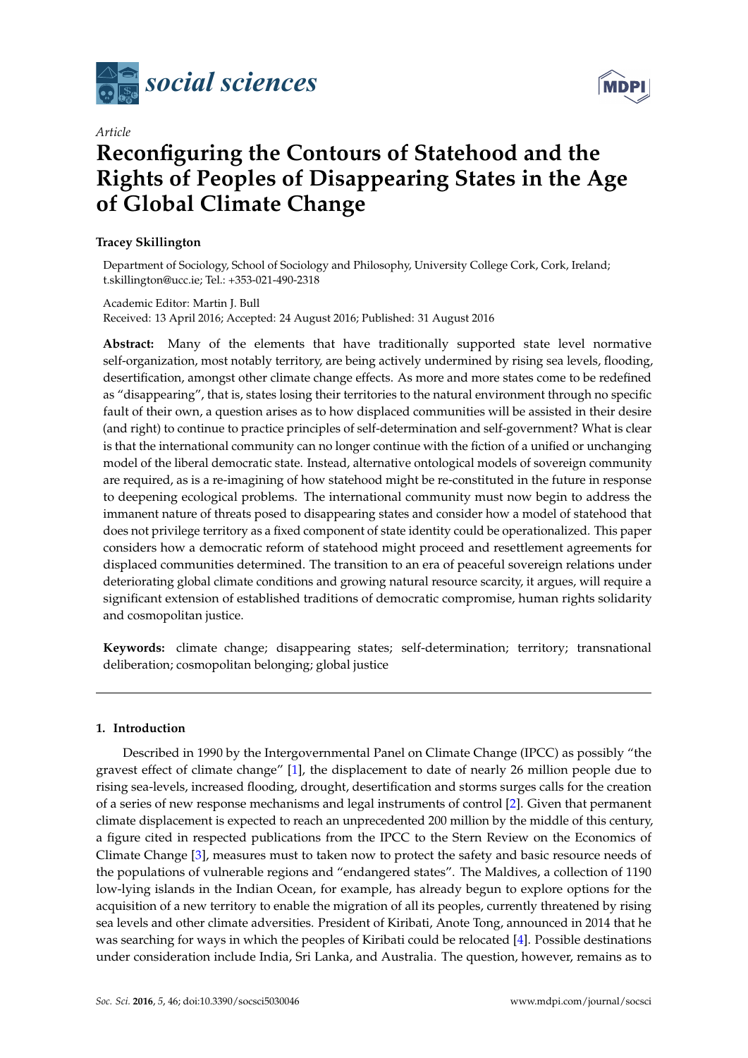*social sciences*

*Article*

# Reconfiguring the Contours of Statehood and the Rights of Peoples of Disappearing States in the Age of Global Climate Change

**Tracey Skillington**

Department of Sociology, School of Sociology and Philosophy, University College Cork, Cork, Ireland; t.skillington@ucc.ie; Tel.: +353-021-490-2318

Academic Editor: Martin J. Bull
Received: 13 April 2016; Accepted: 24 August 2016; Published: 31 August 2016

**Abstract:** Many of the elements that have traditionally supported state level normative self-organization, most notably territory, are being actively undermined by rising sea levels, flooding, desertification, amongst other climate change effects. As more and more states come to be redefined as "disappearing", that is, states losing their territories to the natural environment through no specific fault of their own, a question arises as to how displaced communities will be assisted in their desire (and right) to continue to practice principles of self-determination and self-government? What is clear is that the international community can no longer continue with the fiction of a unified or unchanging model of the liberal democratic state. Instead, alternative ontological models of sovereign community are required, as is a re-imagining of how statehood might be re-constituted in the future in response to deepening ecological problems. The international community must now begin to address the immanent nature of threats posed to disappearing states and consider how a model of statehood that does not privilege territory as a fixed component of state identity could be operationalized. This paper considers how a democratic reform of statehood might proceed and resettlement agreements for displaced communities determined. The transition to an era of peaceful sovereign relations under deteriorating global climate conditions and growing natural resource scarcity, it argues, will require a significant extension of established traditions of democratic compromise, human rights solidarity and cosmopolitan justice.

**Keywords:** climate change; disappearing states; self-determination; territory; transnational deliberation; cosmopolitan belonging; global justice

## 1. Introduction

Described in 1990 by the Intergovernmental Panel on Climate Change (IPCC) as possibly "the gravest effect of climate change" [1], the displacement to date of nearly 26 million people due to rising sea-levels, increased flooding, drought, desertification and storms surges calls for the creation of a series of new response mechanisms and legal instruments of control [2]. Given that permanent climate displacement is expected to reach an unprecedented 200 million by the middle of this century, a figure cited in respected publications from the IPCC to the Stern Review on the Economics of Climate Change [3], measures must to taken now to protect the safety and basic resource needs of the populations of vulnerable regions and "endangered states". The Maldives, a collection of 1190 low-lying islands in the Indian Ocean, for example, has already begun to explore options for the acquisition of a new territory to enable the migration of all its peoples, currently threatened by rising sea levels and other climate adversities. President of Kiribati, Anote Tong, announced in 2014 that he was searching for ways in which the peoples of Kiribati could be relocated [4]. Possible destinations under consideration include India, Sri Lanka, and Australia. The question, however, remains as to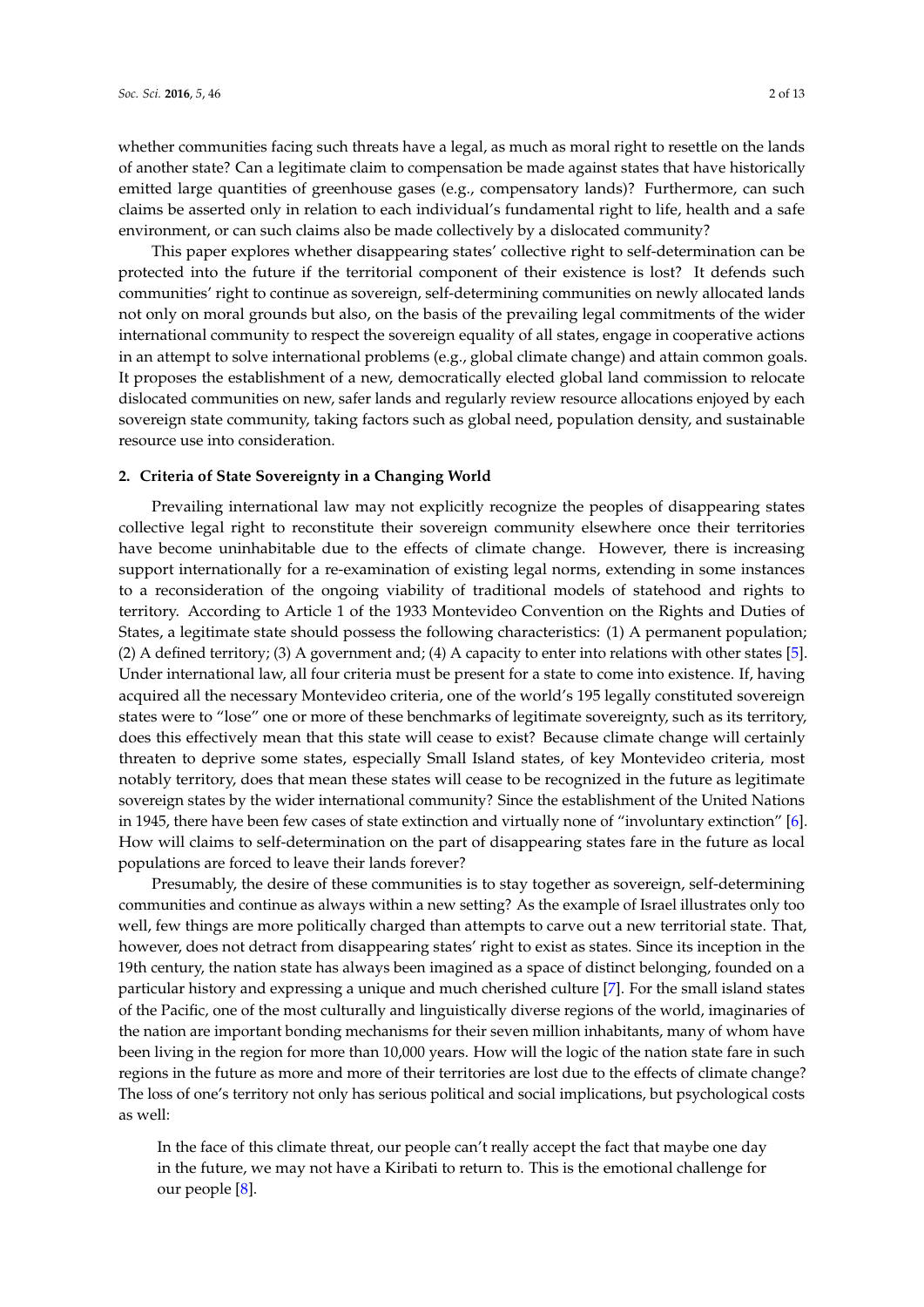whether communities facing such threats have a legal, as much as moral right to resettle on the lands of another state? Can a legitimate claim to compensation be made against states that have historically emitted large quantities of greenhouse gases (e.g., compensatory lands)? Furthermore, can such claims be asserted only in relation to each individual's fundamental right to life, health and a safe environment, or can such claims also be made collectively by a dislocated community?

This paper explores whether disappearing states' collective right to self-determination can be protected into the future if the territorial component of their existence is lost? It defends such communities' right to continue as sovereign, self-determining communities on newly allocated lands not only on moral grounds but also, on the basis of the prevailing legal commitments of the wider international community to respect the sovereign equality of all states, engage in cooperative actions in an attempt to solve international problems (e.g., global climate change) and attain common goals. It proposes the establishment of a new, democratically elected global land commission to relocate dislocated communities on new, safer lands and regularly review resource allocations enjoyed by each sovereign state community, taking factors such as global need, population density, and sustainable resource use into consideration.

## 2. Criteria of State Sovereignty in a Changing World

Prevailing international law may not explicitly recognize the peoples of disappearing states collective legal right to reconstitute their sovereign community elsewhere once their territories have become uninhabitable due to the effects of climate change. However, there is increasing support internationally for a re-examination of existing legal norms, extending in some instances to a reconsideration of the ongoing viability of traditional models of statehood and rights to territory. According to Article 1 of the 1933 Montevideo Convention on the Rights and Duties of States, a legitimate state should possess the following characteristics: (1) A permanent population; (2) A defined territory; (3) A government and; (4) A capacity to enter into relations with other states [5]. Under international law, all four criteria must be present for a state to come into existence. If, having acquired all the necessary Montevideo criteria, one of the world's 195 legally constituted sovereign states were to "lose" one or more of these benchmarks of legitimate sovereignty, such as its territory, does this effectively mean that this state will cease to exist? Because climate change will certainly threaten to deprive some states, especially Small Island states, of key Montevideo criteria, most notably territory, does that mean these states will cease to be recognized in the future as legitimate sovereign states by the wider international community? Since the establishment of the United Nations in 1945, there have been few cases of state extinction and virtually none of "involuntary extinction" [6]. How will claims to self-determination on the part of disappearing states fare in the future as local populations are forced to leave their lands forever?

Presumably, the desire of these communities is to stay together as sovereign, self-determining communities and continue as always within a new setting? As the example of Israel illustrates only too well, few things are more politically charged than attempts to carve out a new territorial state. That, however, does not detract from disappearing states' right to exist as states. Since its inception in the 19th century, the nation state has always been imagined as a space of distinct belonging, founded on a particular history and expressing a unique and much cherished culture [7]. For the small island states of the Pacific, one of the most culturally and linguistically diverse regions of the world, imaginaries of the nation are important bonding mechanisms for their seven million inhabitants, many of whom have been living in the region for more than 10,000 years. How will the logic of the nation state fare in such regions in the future as more and more of their territories are lost due to the effects of climate change? The loss of one's territory not only has serious political and social implications, but psychological costs as well:

> In the face of this climate threat, our people can't really accept the fact that maybe one day in the future, we may not have a Kiribati to return to. This is the emotional challenge for our people [8].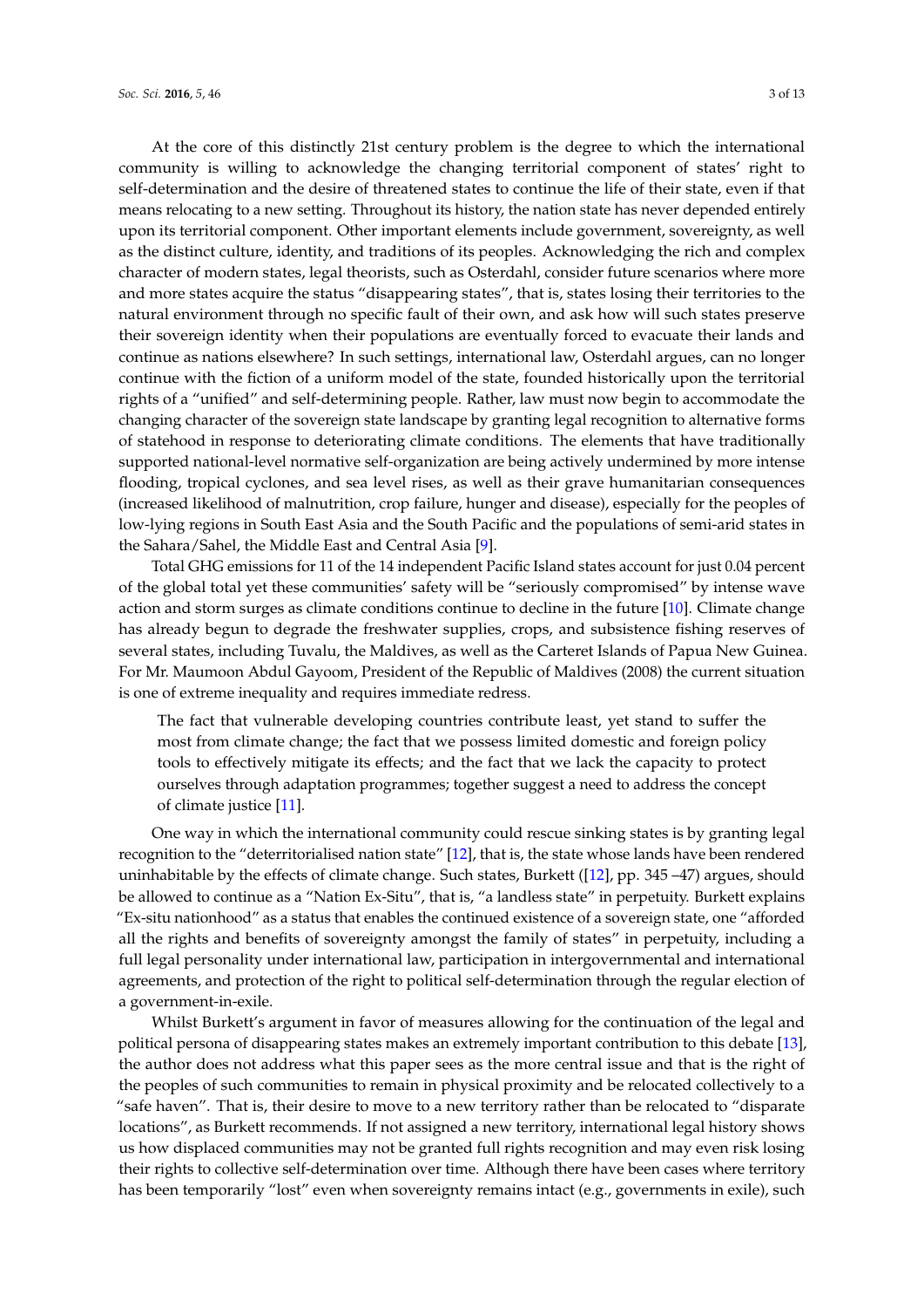At the core of this distinctly 21st century problem is the degree to which the international community is willing to acknowledge the changing territorial component of states' right to self-determination and the desire of threatened states to continue the life of their state, even if that means relocating to a new setting. Throughout its history, the nation state has never depended entirely upon its territorial component. Other important elements include government, sovereignty, as well as the distinct culture, identity, and traditions of its peoples. Acknowledging the rich and complex character of modern states, legal theorists, such as Osterdahl, consider future scenarios where more and more states acquire the status "disappearing states", that is, states losing their territories to the natural environment through no specific fault of their own, and ask how will such states preserve their sovereign identity when their populations are eventually forced to evacuate their lands and continue as nations elsewhere? In such settings, international law, Osterdahl argues, can no longer continue with the fiction of a uniform model of the state, founded historically upon the territorial rights of a "unified" and self-determining people. Rather, law must now begin to accommodate the changing character of the sovereign state landscape by granting legal recognition to alternative forms of statehood in response to deteriorating climate conditions. The elements that have traditionally supported national-level normative self-organization are being actively undermined by more intense flooding, tropical cyclones, and sea level rises, as well as their grave humanitarian consequences (increased likelihood of malnutrition, crop failure, hunger and disease), especially for the peoples of low-lying regions in South East Asia and the South Pacific and the populations of semi-arid states in the Sahara/Sahel, the Middle East and Central Asia [9].

Total GHG emissions for 11 of the 14 independent Pacific Island states account for just 0.04 percent of the global total yet these communities' safety will be "seriously compromised" by intense wave action and storm surges as climate conditions continue to decline in the future [10]. Climate change has already begun to degrade the freshwater supplies, crops, and subsistence fishing reserves of several states, including Tuvalu, the Maldives, as well as the Carteret Islands of Papua New Guinea. For Mr. Maumoon Abdul Gayoom, President of the Republic of Maldives (2008) the current situation is one of extreme inequality and requires immediate redress.

> The fact that vulnerable developing countries contribute least, yet stand to suffer the most from climate change; the fact that we possess limited domestic and foreign policy tools to effectively mitigate its effects; and the fact that we lack the capacity to protect ourselves through adaptation programmes; together suggest a need to address the concept of climate justice [11].

One way in which the international community could rescue sinking states is by granting legal recognition to the "deterritorialised nation state" [12], that is, the state whose lands have been rendered uninhabitable by the effects of climate change. Such states, Burkett ([12], pp. 345 –47) argues, should be allowed to continue as a "Nation Ex-Situ", that is, "a landless state" in perpetuity. Burkett explains "Ex-situ nationhood" as a status that enables the continued existence of a sovereign state, one "afforded all the rights and benefits of sovereignty amongst the family of states" in perpetuity, including a full legal personality under international law, participation in intergovernmental and international agreements, and protection of the right to political self-determination through the regular election of a government-in-exile.

Whilst Burkett's argument in favor of measures allowing for the continuation of the legal and political persona of disappearing states makes an extremely important contribution to this debate [13], the author does not address what this paper sees as the more central issue and that is the right of the peoples of such communities to remain in physical proximity and be relocated collectively to a "safe haven". That is, their desire to move to a new territory rather than be relocated to "disparate locations", as Burkett recommends. If not assigned a new territory, international legal history shows us how displaced communities may not be granted full rights recognition and may even risk losing their rights to collective self-determination over time. Although there have been cases where territory has been temporarily "lost" even when sovereignty remains intact (e.g., governments in exile), such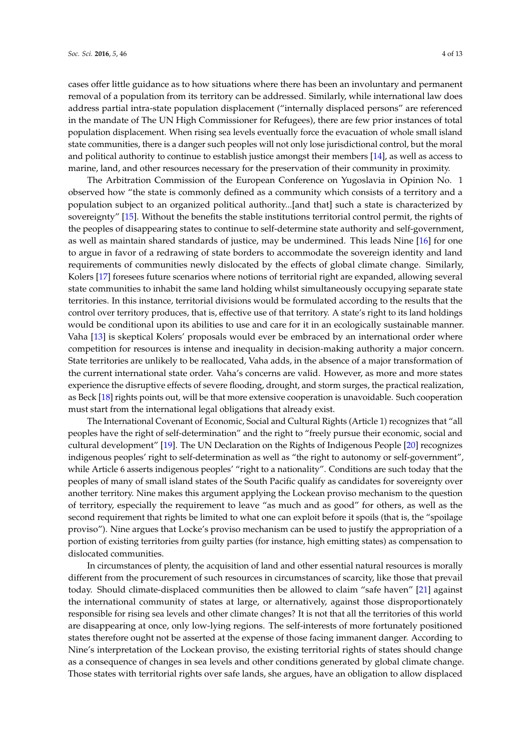cases offer little guidance as to how situations where there has been an involuntary and permanent removal of a population from its territory can be addressed. Similarly, while international law does address partial intra-state population displacement ("internally displaced persons" are referenced in the mandate of The UN High Commissioner for Refugees), there are few prior instances of total population displacement. When rising sea levels eventually force the evacuation of whole small island state communities, there is a danger such peoples will not only lose jurisdictional control, but the moral and political authority to continue to establish justice amongst their members [14], as well as access to marine, land, and other resources necessary for the preservation of their community in proximity.

The Arbitration Commission of the European Conference on Yugoslavia in Opinion No. 1 observed how "the state is commonly defined as a community which consists of a territory and a population subject to an organized political authority...[and that] such a state is characterized by sovereignty" [15]. Without the benefits the stable institutions territorial control permit, the rights of the peoples of disappearing states to continue to self-determine state authority and self-government, as well as maintain shared standards of justice, may be undermined. This leads Nine [16] for one to argue in favor of a redrawing of state borders to accommodate the sovereign identity and land requirements of communities newly dislocated by the effects of global climate change. Similarly, Kolers [17] foresees future scenarios where notions of territorial right are expanded, allowing several state communities to inhabit the same land holding whilst simultaneously occupying separate state territories. In this instance, territorial divisions would be formulated according to the results that the control over territory produces, that is, effective use of that territory. A state's right to its land holdings would be conditional upon its abilities to use and care for it in an ecologically sustainable manner. Vaha [13] is skeptical Kolers' proposals would ever be embraced by an international order where competition for resources is intense and inequality in decision-making authority a major concern. State territories are unlikely to be reallocated, Vaha adds, in the absence of a major transformation of the current international state order. Vaha's concerns are valid. However, as more and more states experience the disruptive effects of severe flooding, drought, and storm surges, the practical realization, as Beck [18] rights points out, will be that more extensive cooperation is unavoidable. Such cooperation must start from the international legal obligations that already exist.

The International Covenant of Economic, Social and Cultural Rights (Article 1) recognizes that "all peoples have the right of self-determination" and the right to "freely pursue their economic, social and cultural development" [19]. The UN Declaration on the Rights of Indigenous People [20] recognizes indigenous peoples' right to self-determination as well as "the right to autonomy or self-government", while Article 6 asserts indigenous peoples' "right to a nationality". Conditions are such today that the peoples of many of small island states of the South Pacific qualify as candidates for sovereignty over another territory. Nine makes this argument applying the Lockean proviso mechanism to the question of territory, especially the requirement to leave "as much and as good" for others, as well as the second requirement that rights be limited to what one can exploit before it spoils (that is, the "spoilage proviso"). Nine argues that Locke's proviso mechanism can be used to justify the appropriation of a portion of existing territories from guilty parties (for instance, high emitting states) as compensation to dislocated communities.

In circumstances of plenty, the acquisition of land and other essential natural resources is morally different from the procurement of such resources in circumstances of scarcity, like those that prevail today. Should climate-displaced communities then be allowed to claim "safe haven" [21] against the international community of states at large, or alternatively, against those disproportionately responsible for rising sea levels and other climate changes? It is not that all the territories of this world are disappearing at once, only low-lying regions. The self-interests of more fortunately positioned states therefore ought not be asserted at the expense of those facing immanent danger. According to Nine's interpretation of the Lockean proviso, the existing territorial rights of states should change as a consequence of changes in sea levels and other conditions generated by global climate change. Those states with territorial rights over safe lands, she argues, have an obligation to allow displaced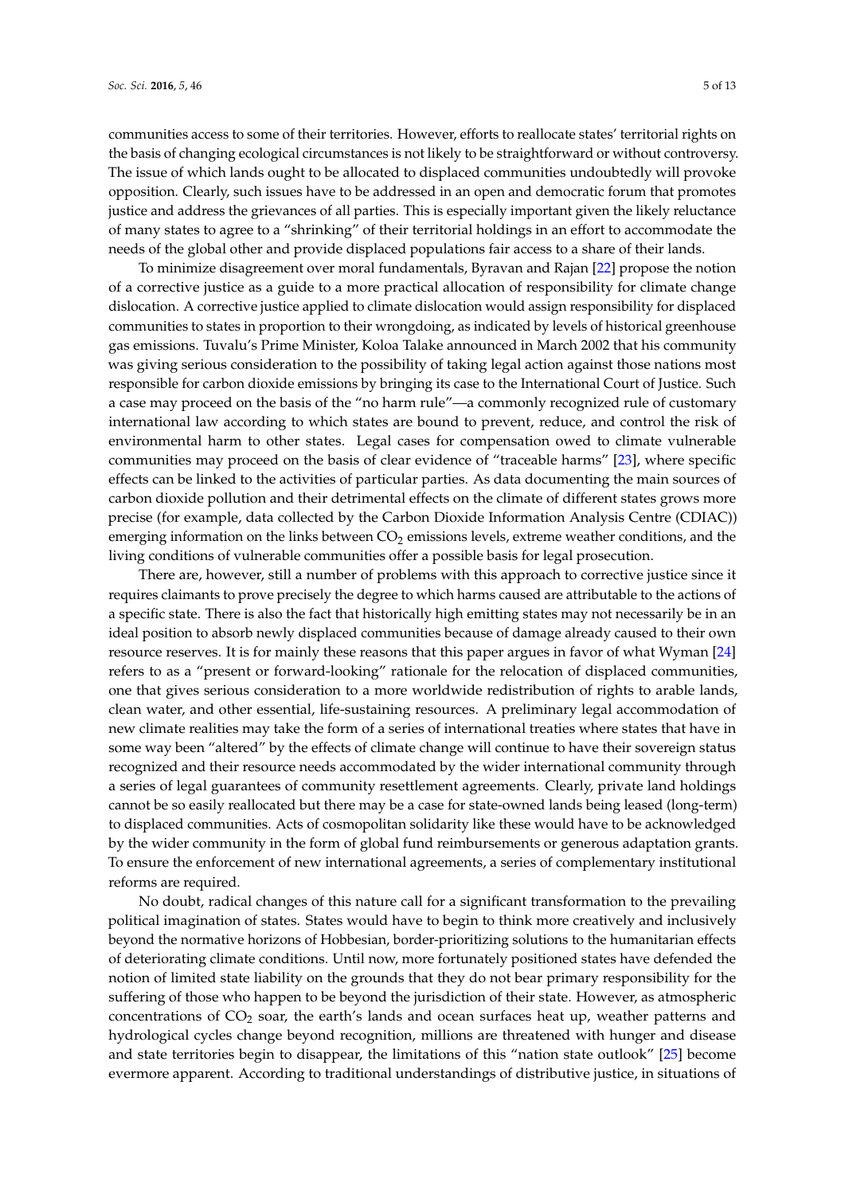communities access to some of their territories. However, efforts to reallocate states' territorial rights on the basis of changing ecological circumstances is not likely to be straightforward or without controversy. The issue of which lands ought to be allocated to displaced communities undoubtedly will provoke opposition. Clearly, such issues have to be addressed in an open and democratic forum that promotes justice and address the grievances of all parties. This is especially important given the likely reluctance of many states to agree to a "shrinking" of their territorial holdings in an effort to accommodate the needs of the global other and provide displaced populations fair access to a share of their lands.

To minimize disagreement over moral fundamentals, Byravan and Rajan [22] propose the notion of a corrective justice as a guide to a more practical allocation of responsibility for climate change dislocation. A corrective justice applied to climate dislocation would assign responsibility for displaced communities to states in proportion to their wrongdoing, as indicated by levels of historical greenhouse gas emissions. Tuvalu's Prime Minister, Koloa Talake announced in March 2002 that his community was giving serious consideration to the possibility of taking legal action against those nations most responsible for carbon dioxide emissions by bringing its case to the International Court of Justice. Such a case may proceed on the basis of the "no harm rule"—a commonly recognized rule of customary international law according to which states are bound to prevent, reduce, and control the risk of environmental harm to other states. Legal cases for compensation owed to climate vulnerable communities may proceed on the basis of clear evidence of "traceable harms" [23], where specific effects can be linked to the activities of particular parties. As data documenting the main sources of carbon dioxide pollution and their detrimental effects on the climate of different states grows more precise (for example, data collected by the Carbon Dioxide Information Analysis Centre (CDIAC)) emerging information on the links between $CO_2$ emissions levels, extreme weather conditions, and the living conditions of vulnerable communities offer a possible basis for legal prosecution.

There are, however, still a number of problems with this approach to corrective justice since it requires claimants to prove precisely the degree to which harms caused are attributable to the actions of a specific state. There is also the fact that historically high emitting states may not necessarily be in an ideal position to absorb newly displaced communities because of damage already caused to their own resource reserves. It is for mainly these reasons that this paper argues in favor of what Wyman [24] refers to as a "present or forward-looking" rationale for the relocation of displaced communities, one that gives serious consideration to a more worldwide redistribution of rights to arable lands, clean water, and other essential, life-sustaining resources. A preliminary legal accommodation of new climate realities may take the form of a series of international treaties where states that have in some way been "altered" by the effects of climate change will continue to have their sovereign status recognized and their resource needs accommodated by the wider international community through a series of legal guarantees of community resettlement agreements. Clearly, private land holdings cannot be so easily reallocated but there may be a case for state-owned lands being leased (long-term) to displaced communities. Acts of cosmopolitan solidarity like these would have to be acknowledged by the wider community in the form of global fund reimbursements or generous adaptation grants. To ensure the enforcement of new international agreements, a series of complementary institutional reforms are required.

No doubt, radical changes of this nature call for a significant transformation to the prevailing political imagination of states. States would have to begin to think more creatively and inclusively beyond the normative horizons of Hobbesian, border-prioritizing solutions to the humanitarian effects of deteriorating climate conditions. Until now, more fortunately positioned states have defended the notion of limited state liability on the grounds that they do not bear primary responsibility for the suffering of those who happen to be beyond the jurisdiction of their state. However, as atmospheric concentrations of $CO_2$ soar, the earth's lands and ocean surfaces heat up, weather patterns and hydrological cycles change beyond recognition, millions are threatened with hunger and disease and state territories begin to disappear, the limitations of this "nation state outlook" [25] become evermore apparent. According to traditional understandings of distributive justice, in situations of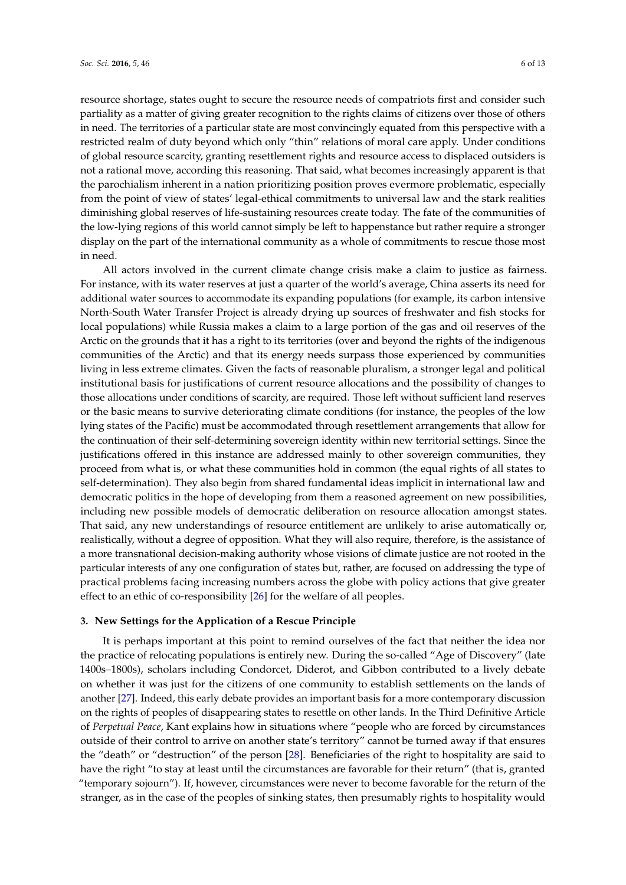resource shortage, states ought to secure the resource needs of compatriots first and consider such partiality as a matter of giving greater recognition to the rights claims of citizens over those of others in need. The territories of a particular state are most convincingly equated from this perspective with a restricted realm of duty beyond which only "thin" relations of moral care apply. Under conditions of global resource scarcity, granting resettlement rights and resource access to displaced outsiders is not a rational move, according this reasoning. That said, what becomes increasingly apparent is that the parochialism inherent in a nation prioritizing position proves evermore problematic, especially from the point of view of states' legal-ethical commitments to universal law and the stark realities diminishing global reserves of life-sustaining resources create today. The fate of the communities of the low-lying regions of this world cannot simply be left to happenstance but rather require a stronger display on the part of the international community as a whole of commitments to rescue those most in need.

All actors involved in the current climate change crisis make a claim to justice as fairness. For instance, with its water reserves at just a quarter of the world's average, China asserts its need for additional water sources to accommodate its expanding populations (for example, its carbon intensive North-South Water Transfer Project is already drying up sources of freshwater and fish stocks for local populations) while Russia makes a claim to a large portion of the gas and oil reserves of the Arctic on the grounds that it has a right to its territories (over and beyond the rights of the indigenous communities of the Arctic) and that its energy needs surpass those experienced by communities living in less extreme climates. Given the facts of reasonable pluralism, a stronger legal and political institutional basis for justifications of current resource allocations and the possibility of changes to those allocations under conditions of scarcity, are required. Those left without sufficient land reserves or the basic means to survive deteriorating climate conditions (for instance, the peoples of the low lying states of the Pacific) must be accommodated through resettlement arrangements that allow for the continuation of their self-determining sovereign identity within new territorial settings. Since the justifications offered in this instance are addressed mainly to other sovereign communities, they proceed from what is, or what these communities hold in common (the equal rights of all states to self-determination). They also begin from shared fundamental ideas implicit in international law and democratic politics in the hope of developing from them a reasoned agreement on new possibilities, including new possible models of democratic deliberation on resource allocation amongst states. That said, any new understandings of resource entitlement are unlikely to arise automatically or, realistically, without a degree of opposition. What they will also require, therefore, is the assistance of a more transnational decision-making authority whose visions of climate justice are not rooted in the particular interests of any one configuration of states but, rather, are focused on addressing the type of practical problems facing increasing numbers across the globe with policy actions that give greater effect to an ethic of co-responsibility [26] for the welfare of all peoples.

## 3. New Settings for the Application of a Rescue Principle

It is perhaps important at this point to remind ourselves of the fact that neither the idea nor the practice of relocating populations is entirely new. During the so-called "Age of Discovery" (late 1400s–1800s), scholars including Condorcet, Diderot, and Gibbon contributed to a lively debate on whether it was just for the citizens of one community to establish settlements on the lands of another [27]. Indeed, this early debate provides an important basis for a more contemporary discussion on the rights of peoples of disappearing states to resettle on other lands. In the Third Definitive Article of *Perpetual Peace*, Kant explains how in situations where "people who are forced by circumstances outside of their control to arrive on another state's territory" cannot be turned away if that ensures the "death" or "destruction" of the person [28]. Beneficiaries of the right to hospitality are said to have the right "to stay at least until the circumstances are favorable for their return" (that is, granted "temporary sojourn"). If, however, circumstances were never to become favorable for the return of the stranger, as in the case of the peoples of sinking states, then presumably rights to hospitality would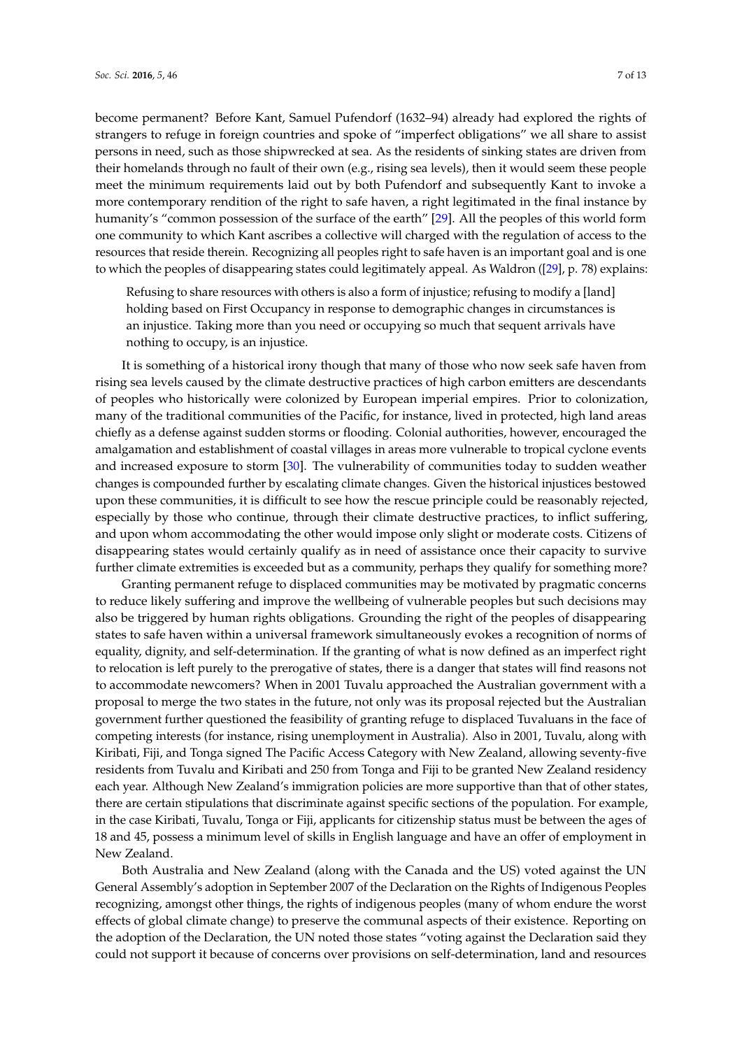become permanent? Before Kant, Samuel Pufendorf (1632–94) already had explored the rights of strangers to refuge in foreign countries and spoke of "imperfect obligations" we all share to assist persons in need, such as those shipwrecked at sea. As the residents of sinking states are driven from their homelands through no fault of their own (e.g., rising sea levels), then it would seem these people meet the minimum requirements laid out by both Pufendorf and subsequently Kant to invoke a more contemporary rendition of the right to safe haven, a right legitimated in the final instance by humanity's "common possession of the surface of the earth" [29]. All the peoples of this world form one community to which Kant ascribes a collective will charged with the regulation of access to the resources that reside therein. Recognizing all peoples right to safe haven is an important goal and is one to which the peoples of disappearing states could legitimately appeal. As Waldron ([29], p. 78) explains:

> Refusing to share resources with others is also a form of injustice; refusing to modify a [land] holding based on First Occupancy in response to demographic changes in circumstances is an injustice. Taking more than you need or occupying so much that sequent arrivals have nothing to occupy, is an injustice.

It is something of a historical irony though that many of those who now seek safe haven from rising sea levels caused by the climate destructive practices of high carbon emitters are descendants of peoples who historically were colonized by European imperial empires. Prior to colonization, many of the traditional communities of the Pacific, for instance, lived in protected, high land areas chiefly as a defense against sudden storms or flooding. Colonial authorities, however, encouraged the amalgamation and establishment of coastal villages in areas more vulnerable to tropical cyclone events and increased exposure to storm [30]. The vulnerability of communities today to sudden weather changes is compounded further by escalating climate changes. Given the historical injustices bestowed upon these communities, it is difficult to see how the rescue principle could be reasonably rejected, especially by those who continue, through their climate destructive practices, to inflict suffering, and upon whom accommodating the other would impose only slight or moderate costs. Citizens of disappearing states would certainly qualify as in need of assistance once their capacity to survive further climate extremities is exceeded but as a community, perhaps they qualify for something more?

Granting permanent refuge to displaced communities may be motivated by pragmatic concerns to reduce likely suffering and improve the wellbeing of vulnerable peoples but such decisions may also be triggered by human rights obligations. Grounding the right of the peoples of disappearing states to safe haven within a universal framework simultaneously evokes a recognition of norms of equality, dignity, and self-determination. If the granting of what is now defined as an imperfect right to relocation is left purely to the prerogative of states, there is a danger that states will find reasons not to accommodate newcomers? When in 2001 Tuvalu approached the Australian government with a proposal to merge the two states in the future, not only was its proposal rejected but the Australian government further questioned the feasibility of granting refuge to displaced Tuvaluans in the face of competing interests (for instance, rising unemployment in Australia). Also in 2001, Tuvalu, along with Kiribati, Fiji, and Tonga signed The Pacific Access Category with New Zealand, allowing seventy-five residents from Tuvalu and Kiribati and 250 from Tonga and Fiji to be granted New Zealand residency each year. Although New Zealand's immigration policies are more supportive than that of other states, there are certain stipulations that discriminate against specific sections of the population. For example, in the case Kiribati, Tuvalu, Tonga or Fiji, applicants for citizenship status must be between the ages of 18 and 45, possess a minimum level of skills in English language and have an offer of employment in New Zealand.

Both Australia and New Zealand (along with the Canada and the US) voted against the UN General Assembly's adoption in September 2007 of the Declaration on the Rights of Indigenous Peoples recognizing, amongst other things, the rights of indigenous peoples (many of whom endure the worst effects of global climate change) to preserve the communal aspects of their existence. Reporting on the adoption of the Declaration, the UN noted those states "voting against the Declaration said they could not support it because of concerns over provisions on self-determination, land and resources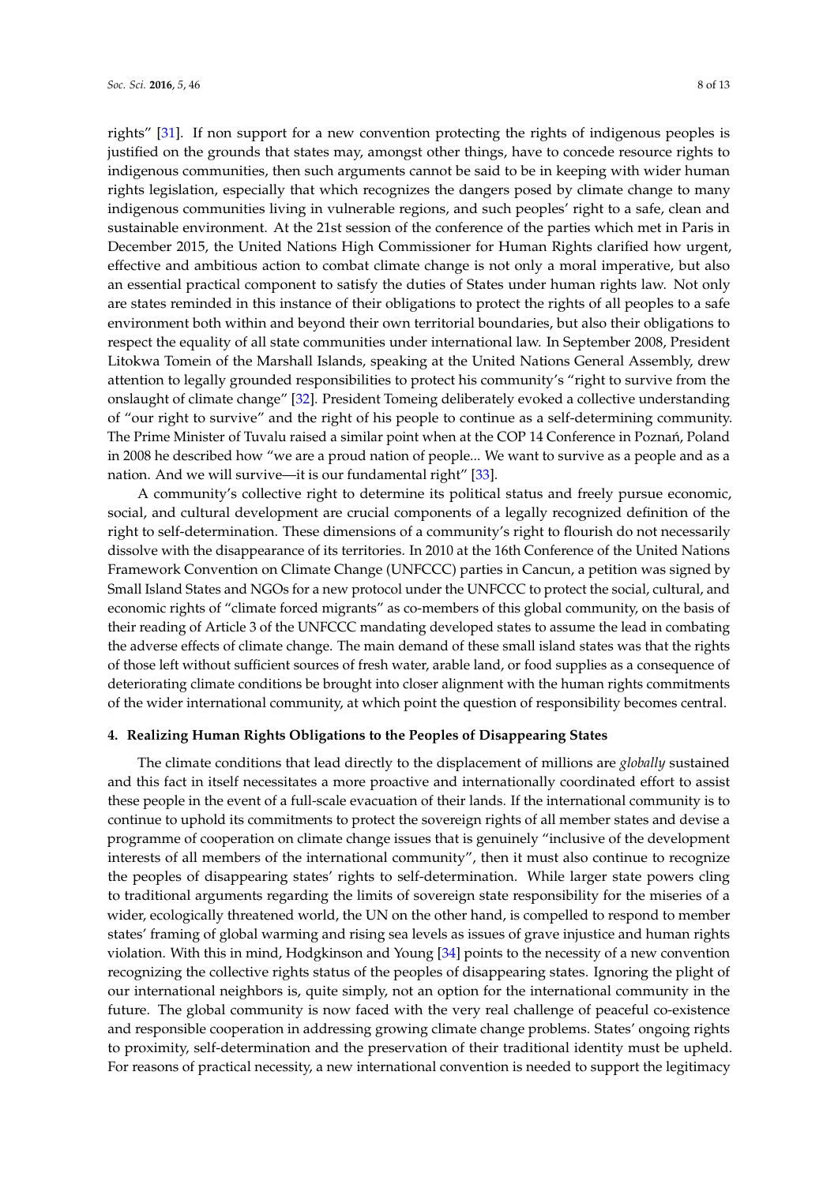rights" [31]. If non support for a new convention protecting the rights of indigenous peoples is justified on the grounds that states may, amongst other things, have to concede resource rights to indigenous communities, then such arguments cannot be said to be in keeping with wider human rights legislation, especially that which recognizes the dangers posed by climate change to many indigenous communities living in vulnerable regions, and such peoples' right to a safe, clean and sustainable environment. At the 21st session of the conference of the parties which met in Paris in December 2015, the United Nations High Commissioner for Human Rights clarified how urgent, effective and ambitious action to combat climate change is not only a moral imperative, but also an essential practical component to satisfy the duties of States under human rights law. Not only are states reminded in this instance of their obligations to protect the rights of all peoples to a safe environment both within and beyond their own territorial boundaries, but also their obligations to respect the equality of all state communities under international law. In September 2008, President Litokwa Tomein of the Marshall Islands, speaking at the United Nations General Assembly, drew attention to legally grounded responsibilities to protect his community's "right to survive from the onslaught of climate change" [32]. President Tomeing deliberately evoked a collective understanding of "our right to survive" and the right of his people to continue as a self-determining community. The Prime Minister of Tuvalu raised a similar point when at the COP 14 Conference in Poznań, Poland in 2008 he described how "we are a proud nation of people... We want to survive as a people and as a nation. And we will survive—it is our fundamental right" [33].

A community's collective right to determine its political status and freely pursue economic, social, and cultural development are crucial components of a legally recognized definition of the right to self-determination. These dimensions of a community's right to flourish do not necessarily dissolve with the disappearance of its territories. In 2010 at the 16th Conference of the United Nations Framework Convention on Climate Change (UNFCCC) parties in Cancun, a petition was signed by Small Island States and NGOs for a new protocol under the UNFCCC to protect the social, cultural, and economic rights of "climate forced migrants" as co-members of this global community, on the basis of their reading of Article 3 of the UNFCCC mandating developed states to assume the lead in combating the adverse effects of climate change. The main demand of these small island states was that the rights of those left without sufficient sources of fresh water, arable land, or food supplies as a consequence of deteriorating climate conditions be brought into closer alignment with the human rights commitments of the wider international community, at which point the question of responsibility becomes central.

## 4. Realizing Human Rights Obligations to the Peoples of Disappearing States

The climate conditions that lead directly to the displacement of millions are *globally* sustained and this fact in itself necessitates a more proactive and internationally coordinated effort to assist these people in the event of a full-scale evacuation of their lands. If the international community is to continue to uphold its commitments to protect the sovereign rights of all member states and devise a programme of cooperation on climate change issues that is genuinely "inclusive of the development interests of all members of the international community", then it must also continue to recognize the peoples of disappearing states' rights to self-determination. While larger state powers cling to traditional arguments regarding the limits of sovereign state responsibility for the miseries of a wider, ecologically threatened world, the UN on the other hand, is compelled to respond to member states' framing of global warming and rising sea levels as issues of grave injustice and human rights violation. With this in mind, Hodgkinson and Young [34] points to the necessity of a new convention recognizing the collective rights status of the peoples of disappearing states. Ignoring the plight of our international neighbors is, quite simply, not an option for the international community in the future. The global community is now faced with the very real challenge of peaceful co-existence and responsible cooperation in addressing growing climate change problems. States' ongoing rights to proximity, self-determination and the preservation of their traditional identity must be upheld. For reasons of practical necessity, a new international convention is needed to support the legitimacy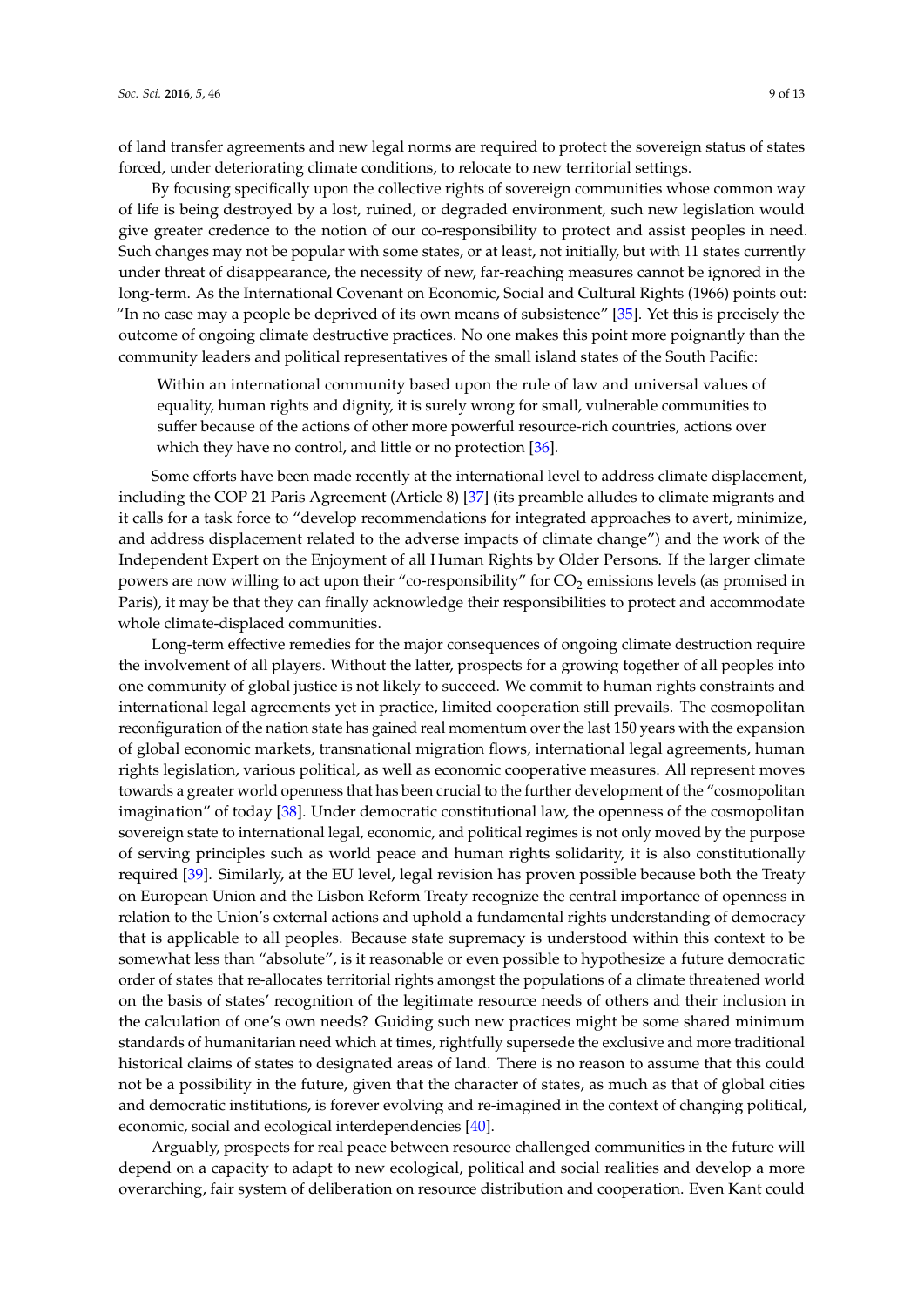of land transfer agreements and new legal norms are required to protect the sovereign status of states forced, under deteriorating climate conditions, to relocate to new territorial settings.

By focusing specifically upon the collective rights of sovereign communities whose common way of life is being destroyed by a lost, ruined, or degraded environment, such new legislation would give greater credence to the notion of our co-responsibility to protect and assist peoples in need. Such changes may not be popular with some states, or at least, not initially, but with 11 states currently under threat of disappearance, the necessity of new, far-reaching measures cannot be ignored in the long-term. As the International Covenant on Economic, Social and Cultural Rights (1966) points out: "In no case may a people be deprived of its own means of subsistence" [35]. Yet this is precisely the outcome of ongoing climate destructive practices. No one makes this point more poignantly than the community leaders and political representatives of the small island states of the South Pacific:

> Within an international community based upon the rule of law and universal values of equality, human rights and dignity, it is surely wrong for small, vulnerable communities to suffer because of the actions of other more powerful resource-rich countries, actions over which they have no control, and little or no protection [36].

Some efforts have been made recently at the international level to address climate displacement, including the COP 21 Paris Agreement (Article 8) [37] (its preamble alludes to climate migrants and it calls for a task force to "develop recommendations for integrated approaches to avert, minimize, and address displacement related to the adverse impacts of climate change") and the work of the Independent Expert on the Enjoyment of all Human Rights by Older Persons. If the larger climate powers are now willing to act upon their "co-responsibility" for $CO_2$ emissions levels (as promised in Paris), it may be that they can finally acknowledge their responsibilities to protect and accommodate whole climate-displaced communities.

Long-term effective remedies for the major consequences of ongoing climate destruction require the involvement of all players. Without the latter, prospects for a growing together of all peoples into one community of global justice is not likely to succeed. We commit to human rights constraints and international legal agreements yet in practice, limited cooperation still prevails. The cosmopolitan reconfiguration of the nation state has gained real momentum over the last 150 years with the expansion of global economic markets, transnational migration flows, international legal agreements, human rights legislation, various political, as well as economic cooperative measures. All represent moves towards a greater world openness that has been crucial to the further development of the "cosmopolitan imagination" of today [38]. Under democratic constitutional law, the openness of the cosmopolitan sovereign state to international legal, economic, and political regimes is not only moved by the purpose of serving principles such as world peace and human rights solidarity, it is also constitutionally required [39]. Similarly, at the EU level, legal revision has proven possible because both the Treaty on European Union and the Lisbon Reform Treaty recognize the central importance of openness in relation to the Union's external actions and uphold a fundamental rights understanding of democracy that is applicable to all peoples. Because state supremacy is understood within this context to be somewhat less than "absolute", is it reasonable or even possible to hypothesize a future democratic order of states that re-allocates territorial rights amongst the populations of a climate threatened world on the basis of states' recognition of the legitimate resource needs of others and their inclusion in the calculation of one's own needs? Guiding such new practices might be some shared minimum standards of humanitarian need which at times, rightfully supersede the exclusive and more traditional historical claims of states to designated areas of land. There is no reason to assume that this could not be a possibility in the future, given that the character of states, as much as that of global cities and democratic institutions, is forever evolving and re-imagined in the context of changing political, economic, social and ecological interdependencies [40].

Arguably, prospects for real peace between resource challenged communities in the future will depend on a capacity to adapt to new ecological, political and social realities and develop a more overarching, fair system of deliberation on resource distribution and cooperation. Even Kant could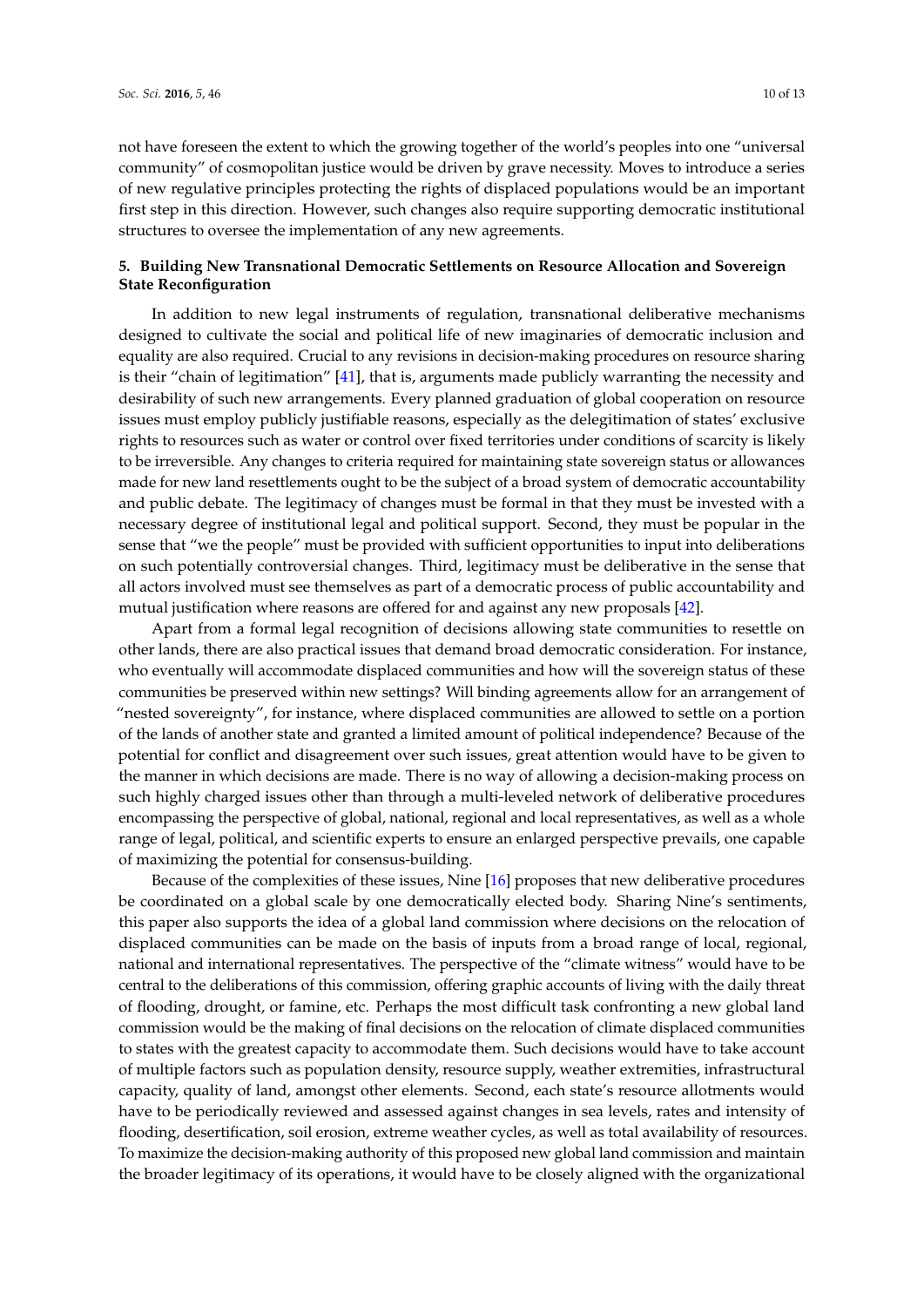not have foreseen the extent to which the growing together of the world's peoples into one "universal community" of cosmopolitan justice would be driven by grave necessity. Moves to introduce a series of new regulative principles protecting the rights of displaced populations would be an important first step in this direction. However, such changes also require supporting democratic institutional structures to oversee the implementation of any new agreements.

## 5. Building New Transnational Democratic Settlements on Resource Allocation and Sovereign State Reconfiguration

In addition to new legal instruments of regulation, transnational deliberative mechanisms designed to cultivate the social and political life of new imaginaries of democratic inclusion and equality are also required. Crucial to any revisions in decision-making procedures on resource sharing is their "chain of legitimation" [41], that is, arguments made publicly warranting the necessity and desirability of such new arrangements. Every planned graduation of global cooperation on resource issues must employ publicly justifiable reasons, especially as the delegitimation of states' exclusive rights to resources such as water or control over fixed territories under conditions of scarcity is likely to be irreversible. Any changes to criteria required for maintaining state sovereign status or allowances made for new land resettlements ought to be the subject of a broad system of democratic accountability and public debate. The legitimacy of changes must be formal in that they must be invested with a necessary degree of institutional legal and political support. Second, they must be popular in the sense that "we the people" must be provided with sufficient opportunities to input into deliberations on such potentially controversial changes. Third, legitimacy must be deliberative in the sense that all actors involved must see themselves as part of a democratic process of public accountability and mutual justification where reasons are offered for and against any new proposals [42].

Apart from a formal legal recognition of decisions allowing state communities to resettle on other lands, there are also practical issues that demand broad democratic consideration. For instance, who eventually will accommodate displaced communities and how will the sovereign status of these communities be preserved within new settings? Will binding agreements allow for an arrangement of "nested sovereignty", for instance, where displaced communities are allowed to settle on a portion of the lands of another state and granted a limited amount of political independence? Because of the potential for conflict and disagreement over such issues, great attention would have to be given to the manner in which decisions are made. There is no way of allowing a decision-making process on such highly charged issues other than through a multi-leveled network of deliberative procedures encompassing the perspective of global, national, regional and local representatives, as well as a whole range of legal, political, and scientific experts to ensure an enlarged perspective prevails, one capable of maximizing the potential for consensus-building.

Because of the complexities of these issues, Nine [16] proposes that new deliberative procedures be coordinated on a global scale by one democratically elected body. Sharing Nine's sentiments, this paper also supports the idea of a global land commission where decisions on the relocation of displaced communities can be made on the basis of inputs from a broad range of local, regional, national and international representatives. The perspective of the "climate witness" would have to be central to the deliberations of this commission, offering graphic accounts of living with the daily threat of flooding, drought, or famine, etc. Perhaps the most difficult task confronting a new global land commission would be the making of final decisions on the relocation of climate displaced communities to states with the greatest capacity to accommodate them. Such decisions would have to take account of multiple factors such as population density, resource supply, weather extremities, infrastructural capacity, quality of land, amongst other elements. Second, each state's resource allotments would have to be periodically reviewed and assessed against changes in sea levels, rates and intensity of flooding, desertification, soil erosion, extreme weather cycles, as well as total availability of resources. To maximize the decision-making authority of this proposed new global land commission and maintain the broader legitimacy of its operations, it would have to be closely aligned with the organizational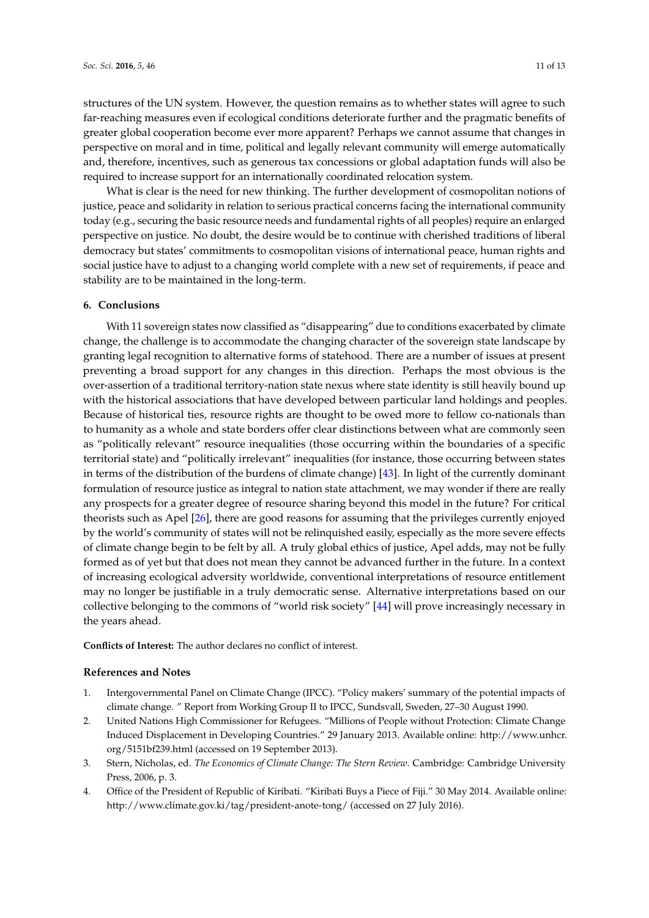structures of the UN system. However, the question remains as to whether states will agree to such far-reaching measures even if ecological conditions deteriorate further and the pragmatic benefits of greater global cooperation become ever more apparent? Perhaps we cannot assume that changes in perspective on moral and in time, political and legally relevant community will emerge automatically and, therefore, incentives, such as generous tax concessions or global adaptation funds will also be required to increase support for an internationally coordinated relocation system.

What is clear is the need for new thinking. The further development of cosmopolitan notions of justice, peace and solidarity in relation to serious practical concerns facing the international community today (e.g., securing the basic resource needs and fundamental rights of all peoples) require an enlarged perspective on justice. No doubt, the desire would be to continue with cherished traditions of liberal democracy but states' commitments to cosmopolitan visions of international peace, human rights and social justice have to adjust to a changing world complete with a new set of requirements, if peace and stability are to be maintained in the long-term.

## 6. Conclusions

With 11 sovereign states now classified as "disappearing" due to conditions exacerbated by climate change, the challenge is to accommodate the changing character of the sovereign state landscape by granting legal recognition to alternative forms of statehood. There are a number of issues at present preventing a broad support for any changes in this direction. Perhaps the most obvious is the over-assertion of a traditional territory-nation state nexus where state identity is still heavily bound up with the historical associations that have developed between particular land holdings and peoples. Because of historical ties, resource rights are thought to be owed more to fellow co-nationals than to humanity as a whole and state borders offer clear distinctions between what are commonly seen as "politically relevant" resource inequalities (those occurring within the boundaries of a specific territorial state) and "politically irrelevant" inequalities (for instance, those occurring between states in terms of the distribution of the burdens of climate change) [43]. In light of the currently dominant formulation of resource justice as integral to nation state attachment, we may wonder if there are really any prospects for a greater degree of resource sharing beyond this model in the future? For critical theorists such as Apel [26], there are good reasons for assuming that the privileges currently enjoyed by the world's community of states will not be relinquished easily, especially as the more severe effects of climate change begin to be felt by all. A truly global ethics of justice, Apel adds, may not be fully formed as of yet but that does not mean they cannot be advanced further in the future. In a context of increasing ecological adversity worldwide, conventional interpretations of resource entitlement may no longer be justifiable in a truly democratic sense. Alternative interpretations based on our collective belonging to the commons of "world risk society" [44] will prove increasingly necessary in the years ahead.

**Conflicts of Interest:** The author declares no conflict of interest.

## References and Notes

1. Intergovernmental Panel on Climate Change (IPCC). "Policy makers' summary of the potential impacts of climate change. " Report from Working Group II to IPCC, Sundsvall, Sweden, 27–30 August 1990.
2. United Nations High Commissioner for Refugees. "Millions of People without Protection: Climate Change Induced Displacement in Developing Countries." 29 January 2013. Available online: http://www.unhcr.org/5151bf239.html (accessed on 19 September 2013).
3. Stern, Nicholas, ed. *The Economics of Climate Change: The Stern Review*. Cambridge: Cambridge University Press, 2006, p. 3.
4. Office of the President of Republic of Kiribati. "Kiribati Buys a Piece of Fiji." 30 May 2014. Available online: http://www.climate.gov.ki/tag/president-anote-tong/ (accessed on 27 July 2016).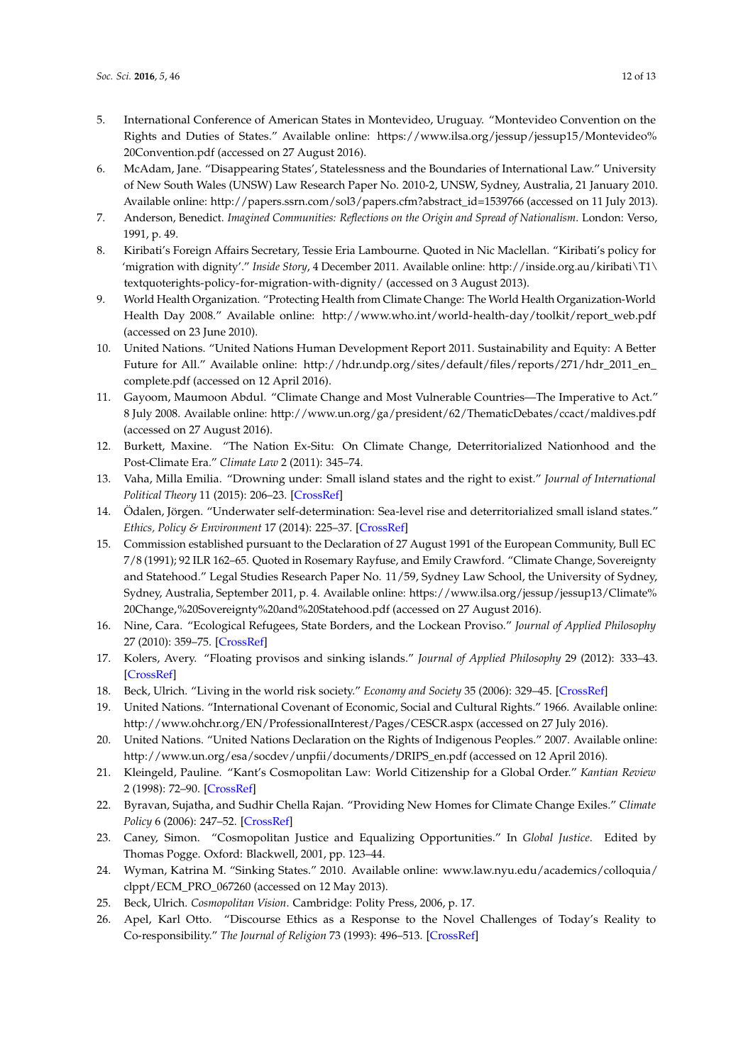5. International Conference of American States in Montevideo, Uruguay. "Montevideo Convention on the Rights and Duties of States." Available online: https://www.ilsa.org/jessup/jessup15/Montevideo%20Convention.pdf (accessed on 27 August 2016).
6. McAdam, Jane. "Disappearing States', Statelessness and the Boundaries of International Law." University of New South Wales (UNSW) Law Research Paper No. 2010-2, UNSW, Sydney, Australia, 21 January 2010. Available online: http://papers.ssrn.com/sol3/papers.cfm?abstract_id=1539766 (accessed on 11 July 2013).
7. Anderson, Benedict. *Imagined Communities: Reflections on the Origin and Spread of Nationalism*. London: Verso, 1991, p. 49.
8. Kiribati's Foreign Affairs Secretary, Tessie Eria Lambourne. Quoted in Nic Maclellan. "Kiribati's policy for 'migration with dignity'." *Inside Story*, 4 December 2011. Available online: http://inside.org.au/kiribati\T1\textquoterights-policy-for-migration-with-dignity/ (accessed on 3 August 2013).
9. World Health Organization. "Protecting Health from Climate Change: The World Health Organization-World Health Day 2008." Available online: http://www.who.int/world-health-day/toolkit/report_web.pdf (accessed on 23 June 2010).
10. United Nations. "United Nations Human Development Report 2011. Sustainability and Equity: A Better Future for All." Available online: http://hdr.undp.org/sites/default/files/reports/271/hdr_2011_en_complete.pdf (accessed on 12 April 2016).
11. Gayoom, Maumoon Abdul. "Climate Change and Most Vulnerable Countries—The Imperative to Act." 8 July 2008. Available online: http://www.un.org/ga/president/62/ThematicDebates/ccact/maldives.pdf (accessed on 27 August 2016).
12. Burkett, Maxine. "The Nation Ex-Situ: On Climate Change, Deterritorialized Nationhood and the Post-Climate Era." *Climate Law* 2 (2011): 345–74.
13. Vaha, Milla Emilia. "Drowning under: Small island states and the right to exist." *Journal of International Political Theory* 11 (2015): 206–23. [CrossRef]
14. Ödalen, Jörgen. "Underwater self-determination: Sea-level rise and deterritorialized small island states." *Ethics, Policy & Environment* 17 (2014): 225–37. [CrossRef]
15. Commission established pursuant to the Declaration of 27 August 1991 of the European Community, Bull EC 7/8 (1991); 92 ILR 162–65. Quoted in Rosemary Rayfuse, and Emily Crawford. "Climate Change, Sovereignty and Statehood." Legal Studies Research Paper No. 11/59, Sydney Law School, the University of Sydney, Sydney, Australia, September 2011, p. 4. Available online: https://www.ilsa.org/jessup/jessup13/Climate%20Change,%20Sovereignty%20and%20Statehood.pdf (accessed on 27 August 2016).
16. Nine, Cara. "Ecological Refugees, State Borders, and the Lockean Proviso." *Journal of Applied Philosophy* 27 (2010): 359–75. [CrossRef]
17. Kolers, Avery. "Floating provisos and sinking islands." *Journal of Applied Philosophy* 29 (2012): 333–43. [CrossRef]
18. Beck, Ulrich. "Living in the world risk society." *Economy and Society* 35 (2006): 329–45. [CrossRef]
19. United Nations. "International Covenant of Economic, Social and Cultural Rights." 1966. Available online: http://www.ohchr.org/EN/ProfessionalInterest/Pages/CESCR.aspx (accessed on 27 July 2016).
20. United Nations. "United Nations Declaration on the Rights of Indigenous Peoples." 2007. Available online: http://www.un.org/esa/socdev/unpfii/documents/DRIPS_en.pdf (accessed on 12 April 2016).
21. Kleingeld, Pauline. "Kant's Cosmopolitan Law: World Citizenship for a Global Order." *Kantian Review* 2 (1998): 72–90. [CrossRef]
22. Byravan, Sujatha, and Sudhir Chella Rajan. "Providing New Homes for Climate Change Exiles." *Climate Policy* 6 (2006): 247–52. [CrossRef]
23. Caney, Simon. "Cosmopolitan Justice and Equalizing Opportunities." In *Global Justice*. Edited by Thomas Pogge. Oxford: Blackwell, 2001, pp. 123–44.
24. Wyman, Katrina M. "Sinking States." 2010. Available online: www.law.nyu.edu/academics/colloquia/clppt/ECM_PRO_067260 (accessed on 12 May 2013).
25. Beck, Ulrich. *Cosmopolitan Vision*. Cambridge: Polity Press, 2006, p. 17.
26. Apel, Karl Otto. "Discourse Ethics as a Response to the Novel Challenges of Today's Reality to Co-responsibility." *The Journal of Religion* 73 (1993): 496–513. [CrossRef]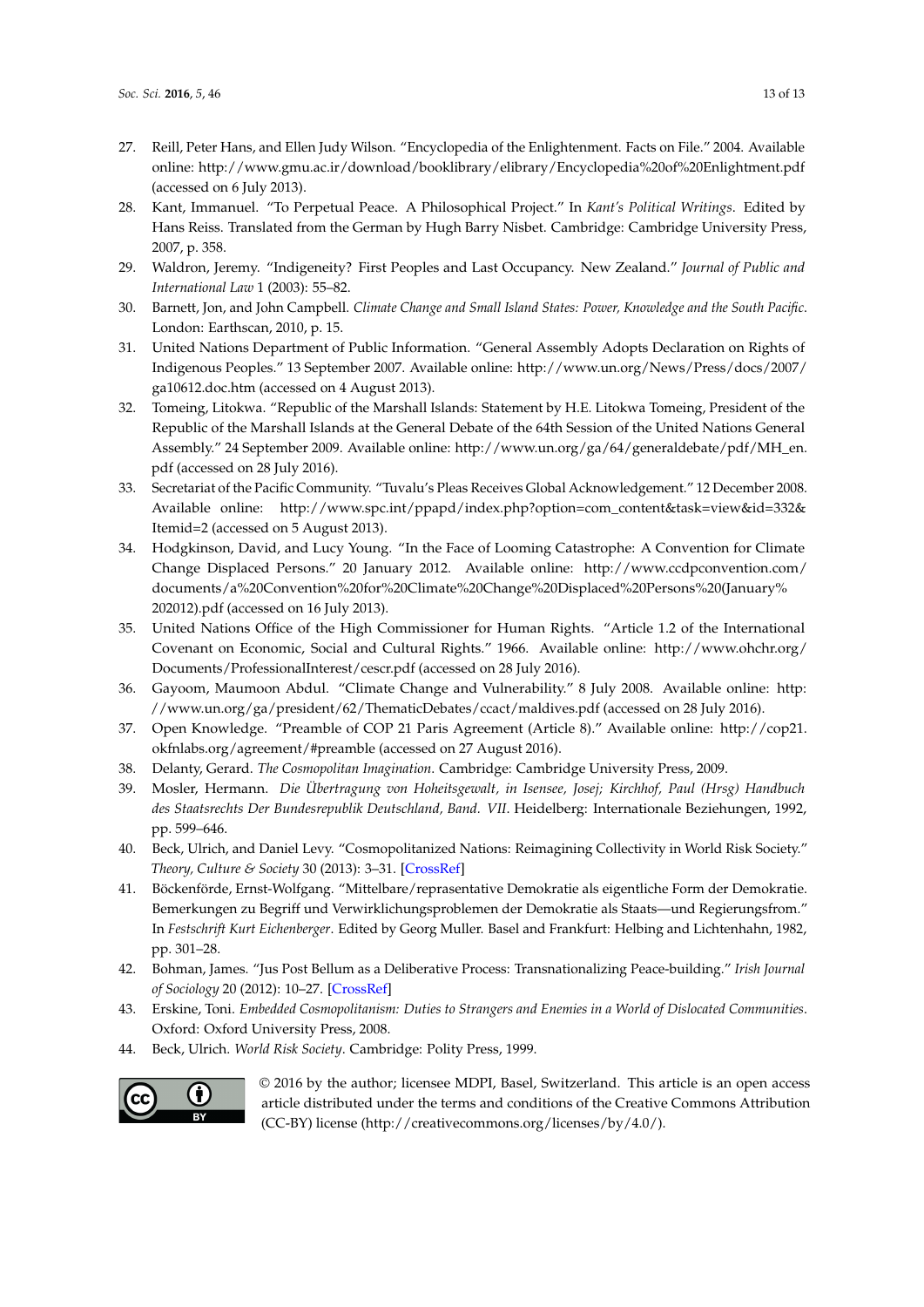27. Reill, Peter Hans, and Ellen Judy Wilson. "Encyclopedia of the Enlightenment. Facts on File." 2004. Available online: http://www.gmu.ac.ir/download/booklibrary/elibrary/Encyclopedia%20of%20Enlightment.pdf (accessed on 6 July 2013).
28. Kant, Immanuel. "To Perpetual Peace. A Philosophical Project." In *Kant's Political Writings*. Edited by Hans Reiss. Translated from the German by Hugh Barry Nisbet. Cambridge: Cambridge University Press, 2007, p. 358.
29. Waldron, Jeremy. "Indigeneity? First Peoples and Last Occupancy. New Zealand." *Journal of Public and International Law* 1 (2003): 55–82.
30. Barnett, Jon, and John Campbell. *Climate Change and Small Island States: Power, Knowledge and the South Pacific*. London: Earthscan, 2010, p. 15.
31. United Nations Department of Public Information. "General Assembly Adopts Declaration on Rights of Indigenous Peoples." 13 September 2007. Available online: http://www.un.org/News/Press/docs/2007/ga10612.doc.htm (accessed on 4 August 2013).
32. Tomeing, Litokwa. "Republic of the Marshall Islands: Statement by H.E. Litokwa Tomeing, President of the Republic of the Marshall Islands at the General Debate of the 64th Session of the United Nations General Assembly." 24 September 2009. Available online: http://www.un.org/ga/64/generaldebate/pdf/MH_en.pdf (accessed on 28 July 2016).
33. Secretariat of the Pacific Community. "Tuvalu's Pleas Receives Global Acknowledgement." 12 December 2008. Available online: http://www.spc.int/ppapd/index.php?option=com_content&task=view&id=332&Itemid=2 (accessed on 5 August 2013).
34. Hodgkinson, David, and Lucy Young. "In the Face of Looming Catastrophe: A Convention for Climate Change Displaced Persons." 20 January 2012. Available online: http://www.ccdpconvention.com/documents/a%20Convention%20for%20Climate%20Change%20Displaced%20Persons%20(January%202012).pdf (accessed on 16 July 2013).
35. United Nations Office of the High Commissioner for Human Rights. "Article 1.2 of the International Covenant on Economic, Social and Cultural Rights." 1966. Available online: http://www.ohchr.org/Documents/ProfessionalInterest/cescr.pdf (accessed on 28 July 2016).
36. Gayoom, Maumoon Abdul. "Climate Change and Vulnerability." 8 July 2008. Available online: http://www.un.org/ga/president/62/ThematicDebates/ccact/maldives.pdf (accessed on 28 July 2016).
37. Open Knowledge. "Preamble of COP 21 Paris Agreement (Article 8)." Available online: http://cop21.okfnlabs.org/agreement/#preamble (accessed on 27 August 2016).
38. Delanty, Gerard. *The Cosmopolitan Imagination*. Cambridge: Cambridge University Press, 2009.
39. Mosler, Hermann. *Die Übertragung von Hoheitsgewalt, in Isensee, Josej; Kirchhof, Paul (Hrsg) Handbuch des Staatsrechts Der Bundesrepublik Deutschland, Band. VII.* Heidelberg: Internationale Beziehungen, 1992, pp. 599–646.
40. Beck, Ulrich, and Daniel Levy. "Cosmopolitanized Nations: Reimagining Collectivity in World Risk Society." *Theory, Culture & Society* 30 (2013): 3–31. [CrossRef]
41. Böckenförde, Ernst-Wolfgang. "Mittelbare/reprasentative Demokratie als eigentliche Form der Demokratie. Bemerkungen zu Begriff und Verwirklichungsproblemen der Demokratie als Staats—und Regierungsfrom." In *Festschrift Kurt Eichenberger*. Edited by Georg Muller. Basel and Frankfurt: Helbing and Lichtenhahn, 1982, pp. 301–28.
42. Bohman, James. "Jus Post Bellum as a Deliberative Process: Transnationalizing Peace-building." *Irish Journal of Sociology* 20 (2012): 10–27. [CrossRef]
43. Erskine, Toni. *Embedded Cosmopolitanism: Duties to Strangers and Enemies in a World of Dislocated Communities*. Oxford: Oxford University Press, 2008.
44. Beck, Ulrich. *World Risk Society*. Cambridge: Polity Press, 1999.

© 2016 by the author; licensee MDPI, Basel, Switzerland. This article is an open access article distributed under the terms and conditions of the Creative Commons Attribution (CC-BY) license (http://creativecommons.org/licenses/by/4.0/).